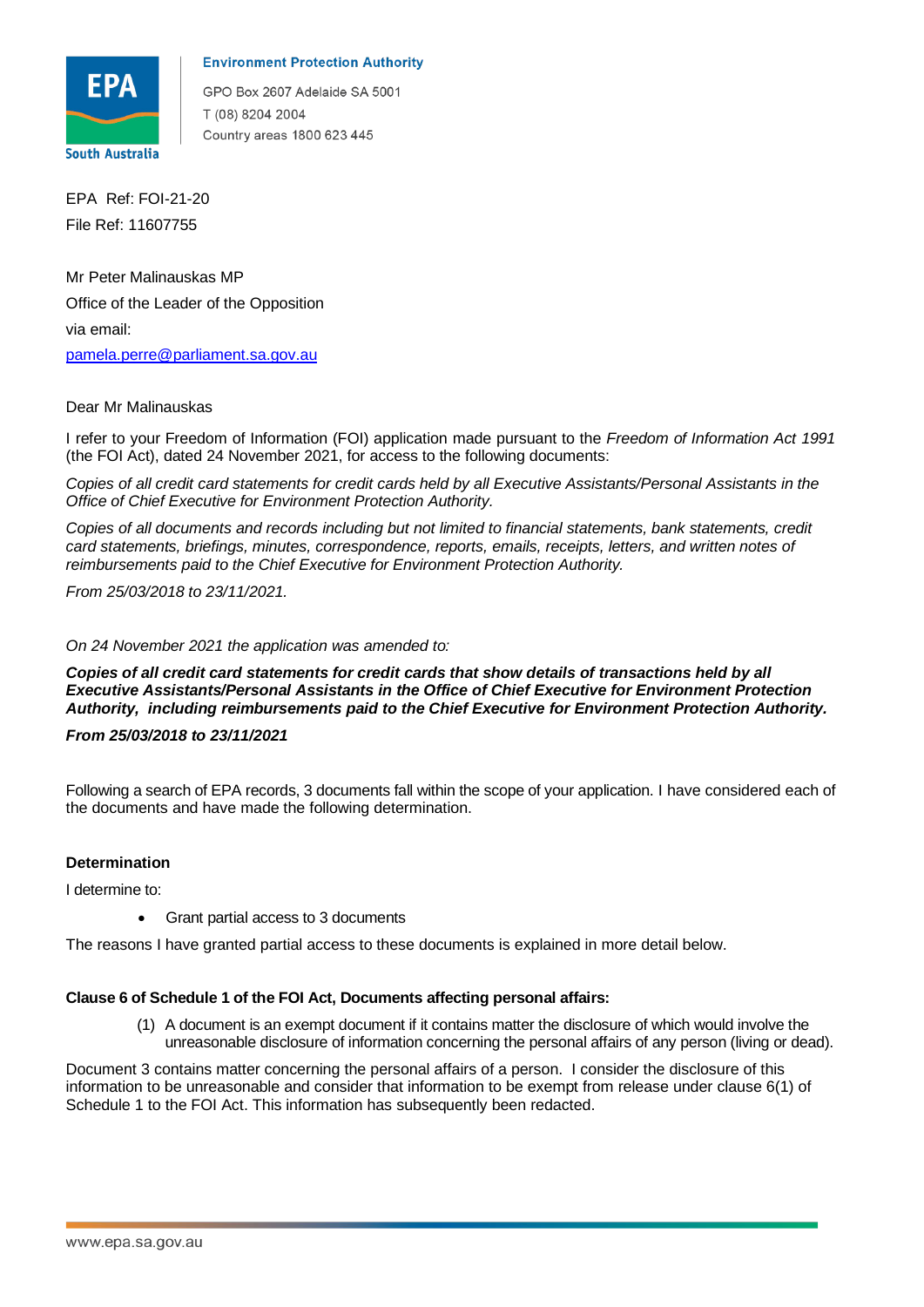**Environment Protection Authority**

GPO Box 2607 Adelaide SA 5001
T (08) 8204 2004
Country areas 1800 623 445

EPA Ref: FOI-21-20
File Ref: 11607755

Mr Peter Malinauskas MP
Office of the Leader of the Opposition
via email:
pamela.perre@parliament.sa.gov.au

Dear Mr Malinauskas

I refer to your Freedom of Information (FOI) application made pursuant to the *Freedom of Information Act 1991* (the FOI Act), dated 24 November 2021, for access to the following documents:

*Copies of all credit card statements for credit cards held by all Executive Assistants/Personal Assistants in the Office of Chief Executive for Environment Protection Authority.*

*Copies of all documents and records including but not limited to financial statements, bank statements, credit card statements, briefings, minutes, correspondence, reports, emails, receipts, letters, and written notes of reimbursements paid to the Chief Executive for Environment Protection Authority.*

*From 25/03/2018 to 23/11/2021.*

*On 24 November 2021 the application was amended to:*

***Copies of all credit card statements for credit cards that show details of transactions held by all Executive Assistants/Personal Assistants in the Office of Chief Executive for Environment Protection Authority, including reimbursements paid to the Chief Executive for Environment Protection Authority.***

***From 25/03/2018 to 23/11/2021***

Following a search of EPA records, 3 documents fall within the scope of your application. I have considered each of the documents and have made the following determination.

**Determination**

I determine to:

- Grant partial access to 3 documents

The reasons I have granted partial access to these documents is explained in more detail below.

**Clause 6 of Schedule 1 of the FOI Act, Documents affecting personal affairs:**

(1) A document is an exempt document if it contains matter the disclosure of which would involve the unreasonable disclosure of information concerning the personal affairs of any person (living or dead).

Document 3 contains matter concerning the personal affairs of a person. I consider the disclosure of this information to be unreasonable and consider that information to be exempt from release under clause 6(1) of Schedule 1 to the FOI Act. This information has subsequently been redacted.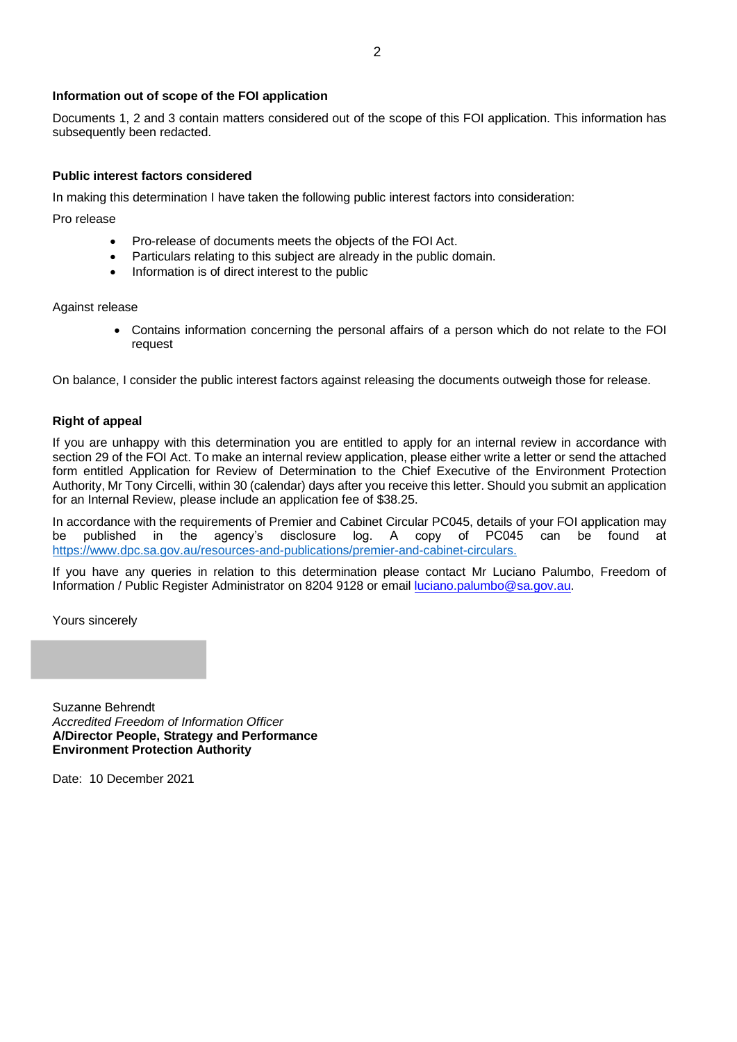**Information out of scope of the FOI application**

Documents 1, 2 and 3 contain matters considered out of the scope of this FOI application. This information has subsequently been redacted.

**Public interest factors considered**

In making this determination I have taken the following public interest factors into consideration:

Pro release

- Pro-release of documents meets the objects of the FOI Act.
- Particulars relating to this subject are already in the public domain.
- Information is of direct interest to the public

Against release

- Contains information concerning the personal affairs of a person which do not relate to the FOI request

On balance, I consider the public interest factors against releasing the documents outweigh those for release.

**Right of appeal**

If you are unhappy with this determination you are entitled to apply for an internal review in accordance with section 29 of the FOI Act. To make an internal review application, please either write a letter or send the attached form entitled Application for Review of Determination to the Chief Executive of the Environment Protection Authority, Mr Tony Circelli, within 30 (calendar) days after you receive this letter. Should you submit an application for an Internal Review, please include an application fee of $38.25.

In accordance with the requirements of Premier and Cabinet Circular PC045, details of your FOI application may be published in the agency's disclosure log. A copy of PC045 can be found at https://www.dpc.sa.gov.au/resources-and-publications/premier-and-cabinet-circulars.

If you have any queries in relation to this determination please contact Mr Luciano Palumbo, Freedom of Information / Public Register Administrator on 8204 9128 or email luciano.palumbo@sa.gov.au.

Yours sincerely

Suzanne Behrendt
*Accredited Freedom of Information Officer*
**A/Director People, Strategy and Performance**
**Environment Protection Authority**

Date: 10 December 2021